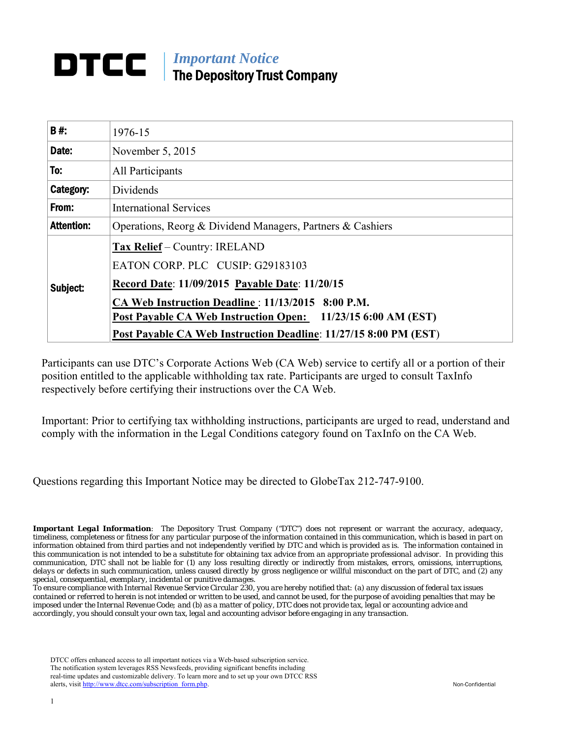**DTCC** | *Important Notice*
**The Depository Trust Company**

| B #: | 1976-15 |
|---|---|
| Date: | November 5, 2015 |
| To: | All Participants |
| Category: | Dividends |
| From: | International Services |
| Attention: | Operations, Reorg & Dividend Managers, Partners & Cashiers |
| Subject: | **Tax Relief** – Country: IRELAND<br>EATON CORP. PLC CUSIP: G29183103<br>**Record Date**: **11/09/2015** **Payable Date**: **11/20/15**<br>**CA Web Instruction Deadline : 11/13/2015 8:00 P.M.**<br>**Post Payable CA Web Instruction Open: 11/23/15 6:00 AM (EST)**<br>**Post Payable CA Web Instruction Deadline: 11/27/15 8:00 PM (EST)** |

Participants can use DTC's Corporate Actions Web (CA Web) service to certify all or a portion of their position entitled to the applicable withholding tax rate. Participants are urged to consult TaxInfo respectively before certifying their instructions over the CA Web.

Important: Prior to certifying tax withholding instructions, participants are urged to read, understand and comply with the information in the Legal Conditions category found on TaxInfo on the CA Web.

Questions regarding this Important Notice may be directed to GlobeTax 212-747-9100.

***Important Legal Information***: *The Depository Trust Company ("DTC") does not represent or warrant the accuracy, adequacy, timeliness, completeness or fitness for any particular purpose of the information contained in this communication, which is based in part on information obtained from third parties and not independently verified by DTC and which is provided as is. The information contained in this communication is not intended to be a substitute for obtaining tax advice from an appropriate professional advisor. In providing this communication, DTC shall not be liable for (1) any loss resulting directly or indirectly from mistakes, errors, omissions, interruptions, delays or defects in such communication, unless caused directly by gross negligence or willful misconduct on the part of DTC, and (2) any special, consequential, exemplary, incidental or punitive damages.*
*To ensure compliance with Internal Revenue Service Circular 230, you are hereby notified that: (a) any discussion of federal tax issues contained or referred to herein is not intended or written to be used, and cannot be used, for the purpose of avoiding penalties that may be imposed under the Internal Revenue Code; and (b) as a matter of policy, DTC does not provide tax, legal or accounting advice and accordingly, you should consult your own tax, legal and accounting advisor before engaging in any transaction.*

DTCC offers enhanced access to all important notices via a Web-based subscription service. The notification system leverages RSS Newsfeeds, providing significant benefits including real-time updates and customizable delivery. To learn more and to set up your own DTCC RSS alerts, visit http://www.dtcc.com/subscription_form.php.

Non-Confidential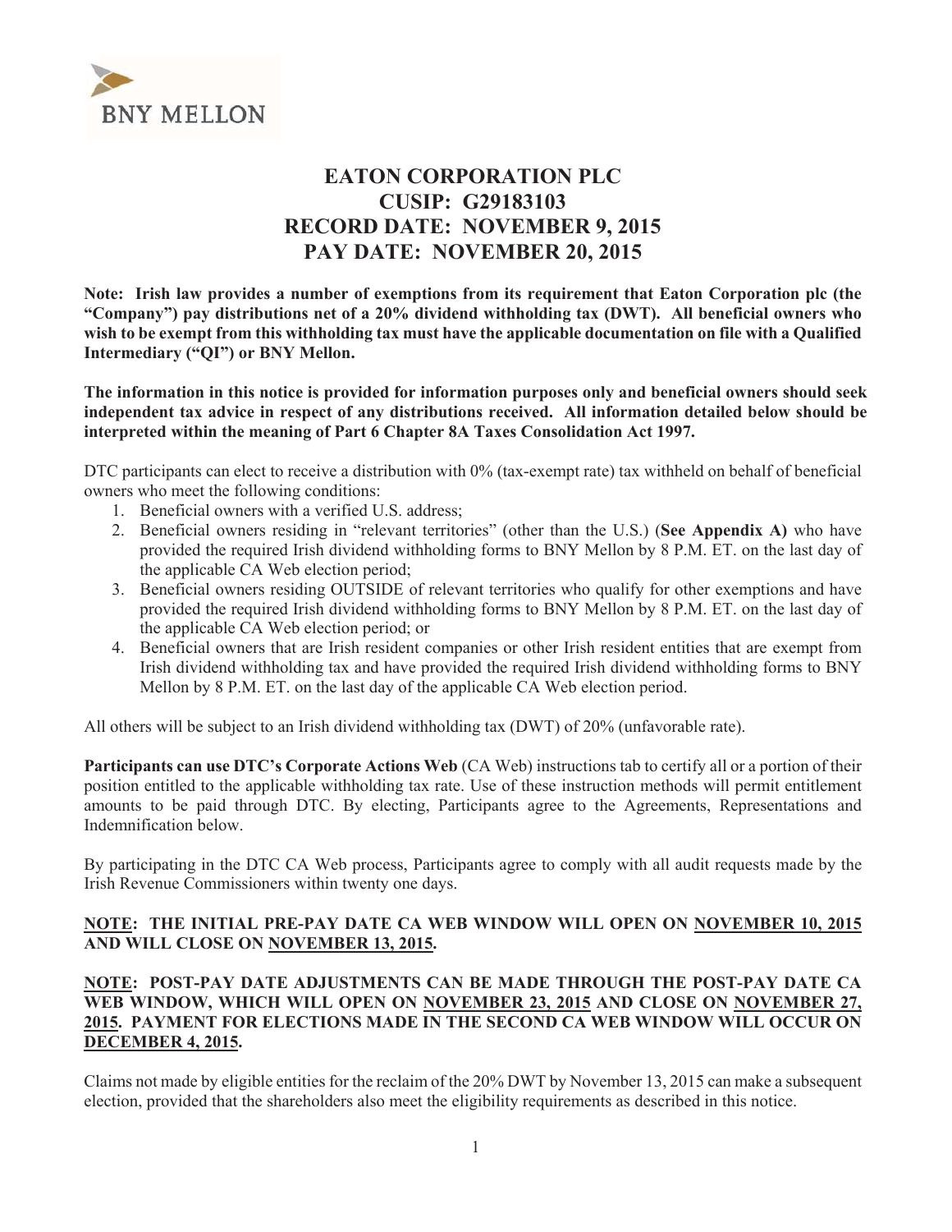BNY MELLON

# EATON CORPORATION PLC
# CUSIP: G29183103
# RECORD DATE: NOVEMBER 9, 2015
# PAY DATE: NOVEMBER 20, 2015

**Note: Irish law provides a number of exemptions from its requirement that Eaton Corporation plc (the "Company") pay distributions net of a 20% dividend withholding tax (DWT). All beneficial owners who wish to be exempt from this withholding tax must have the applicable documentation on file with a Qualified Intermediary ("QI") or BNY Mellon.**

**The information in this notice is provided for information purposes only and beneficial owners should seek independent tax advice in respect of any distributions received. All information detailed below should be interpreted within the meaning of Part 6 Chapter 8A Taxes Consolidation Act 1997.**

DTC participants can elect to receive a distribution with 0% (tax-exempt rate) tax withheld on behalf of beneficial owners who meet the following conditions:

1. Beneficial owners with a verified U.S. address;
2. Beneficial owners residing in "relevant territories" (other than the U.S.) (**See Appendix A)** who have provided the required Irish dividend withholding forms to BNY Mellon by 8 P.M. ET. on the last day of the applicable CA Web election period;
3. Beneficial owners residing OUTSIDE of relevant territories who qualify for other exemptions and have provided the required Irish dividend withholding forms to BNY Mellon by 8 P.M. ET. on the last day of the applicable CA Web election period; or
4. Beneficial owners that are Irish resident companies or other Irish resident entities that are exempt from Irish dividend withholding tax and have provided the required Irish dividend withholding forms to BNY Mellon by 8 P.M. ET. on the last day of the applicable CA Web election period.

All others will be subject to an Irish dividend withholding tax (DWT) of 20% (unfavorable rate).

**Participants can use DTC's Corporate Actions Web** (CA Web) instructions tab to certify all or a portion of their position entitled to the applicable withholding tax rate. Use of these instruction methods will permit entitlement amounts to be paid through DTC. By electing, Participants agree to the Agreements, Representations and Indemnification below.

By participating in the DTC CA Web process, Participants agree to comply with all audit requests made by the Irish Revenue Commissioners within twenty one days.

**<u>NOTE</u>: THE INITIAL PRE-PAY DATE CA WEB WINDOW WILL OPEN ON <u>NOVEMBER 10, 2015</u> AND WILL CLOSE ON <u>NOVEMBER 13, 2015</u>.**

**<u>NOTE</u>: POST-PAY DATE ADJUSTMENTS CAN BE MADE THROUGH THE POST-PAY DATE CA WEB WINDOW, WHICH WILL OPEN ON <u>NOVEMBER 23, 2015</u> AND CLOSE ON <u>NOVEMBER 27, 2015</u>. PAYMENT FOR ELECTIONS MADE IN THE SECOND CA WEB WINDOW WILL OCCUR ON <u>DECEMBER 4, 2015</u>.**

Claims not made by eligible entities for the reclaim of the 20% DWT by November 13, 2015 can make a subsequent election, provided that the shareholders also meet the eligibility requirements as described in this notice.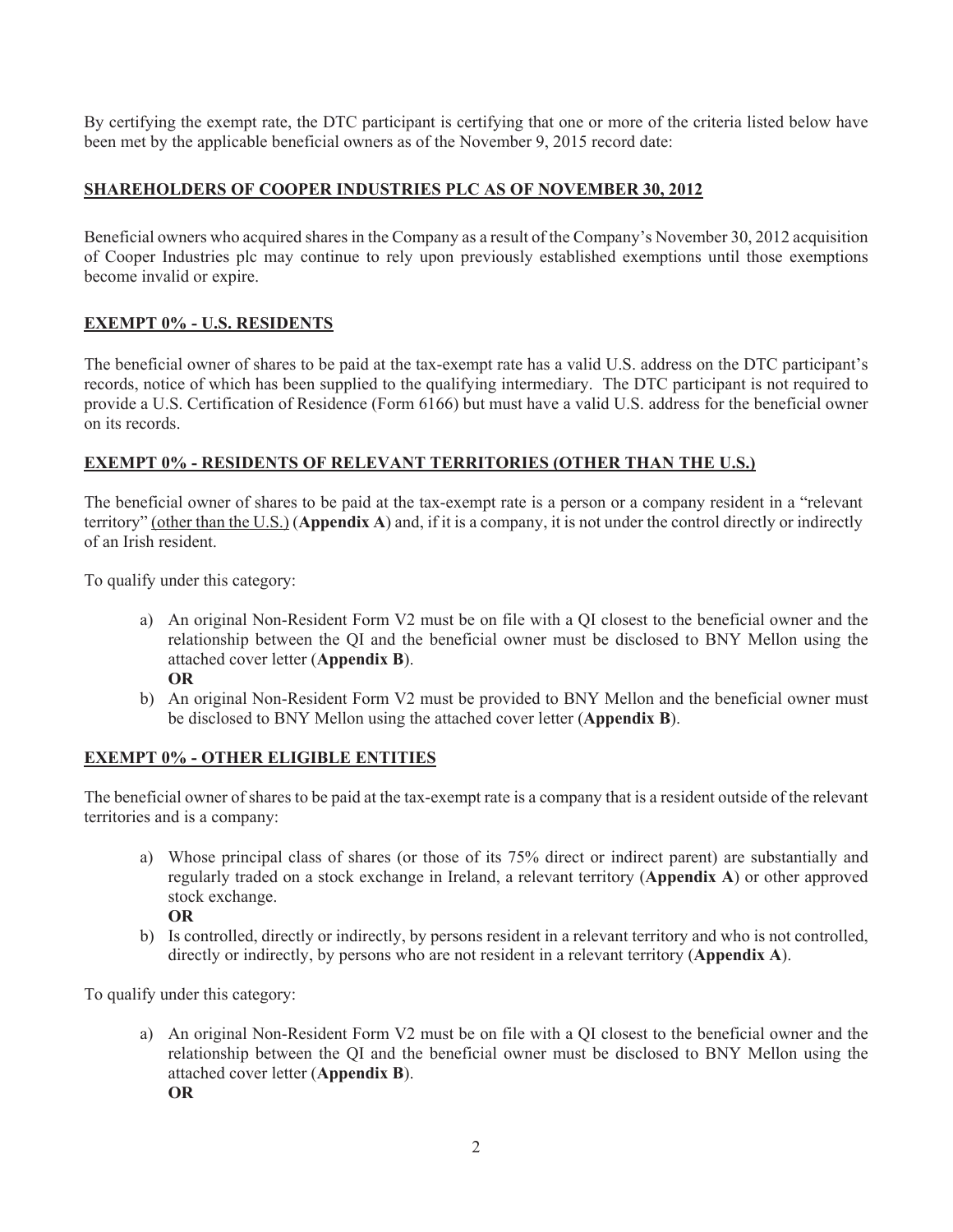By certifying the exempt rate, the DTC participant is certifying that one or more of the criteria listed below have been met by the applicable beneficial owners as of the November 9, 2015 record date:

## SHAREHOLDERS OF COOPER INDUSTRIES PLC AS OF NOVEMBER 30, 2012

Beneficial owners who acquired shares in the Company as a result of the Company's November 30, 2012 acquisition of Cooper Industries plc may continue to rely upon previously established exemptions until those exemptions become invalid or expire.

## EXEMPT 0% - U.S. RESIDENTS

The beneficial owner of shares to be paid at the tax-exempt rate has a valid U.S. address on the DTC participant's records, notice of which has been supplied to the qualifying intermediary. The DTC participant is not required to provide a U.S. Certification of Residence (Form 6166) but must have a valid U.S. address for the beneficial owner on its records.

## EXEMPT 0% - RESIDENTS OF RELEVANT TERRITORIES (OTHER THAN THE U.S.)

The beneficial owner of shares to be paid at the tax-exempt rate is a person or a company resident in a "relevant territory" (other than the U.S.) (**Appendix A**) and, if it is a company, it is not under the control directly or indirectly of an Irish resident.

To qualify under this category:

a) An original Non-Resident Form V2 must be on file with a QI closest to the beneficial owner and the relationship between the QI and the beneficial owner must be disclosed to BNY Mellon using the attached cover letter (**Appendix B**).
**OR**
b) An original Non-Resident Form V2 must be provided to BNY Mellon and the beneficial owner must be disclosed to BNY Mellon using the attached cover letter (**Appendix B**).

## EXEMPT 0% - OTHER ELIGIBLE ENTITIES

The beneficial owner of shares to be paid at the tax-exempt rate is a company that is a resident outside of the relevant territories and is a company:

a) Whose principal class of shares (or those of its 75% direct or indirect parent) are substantially and regularly traded on a stock exchange in Ireland, a relevant territory (**Appendix A**) or other approved stock exchange.
**OR**
b) Is controlled, directly or indirectly, by persons resident in a relevant territory and who is not controlled, directly or indirectly, by persons who are not resident in a relevant territory (**Appendix A**).

To qualify under this category:

a) An original Non-Resident Form V2 must be on file with a QI closest to the beneficial owner and the relationship between the QI and the beneficial owner must be disclosed to BNY Mellon using the attached cover letter (**Appendix B**).
**OR**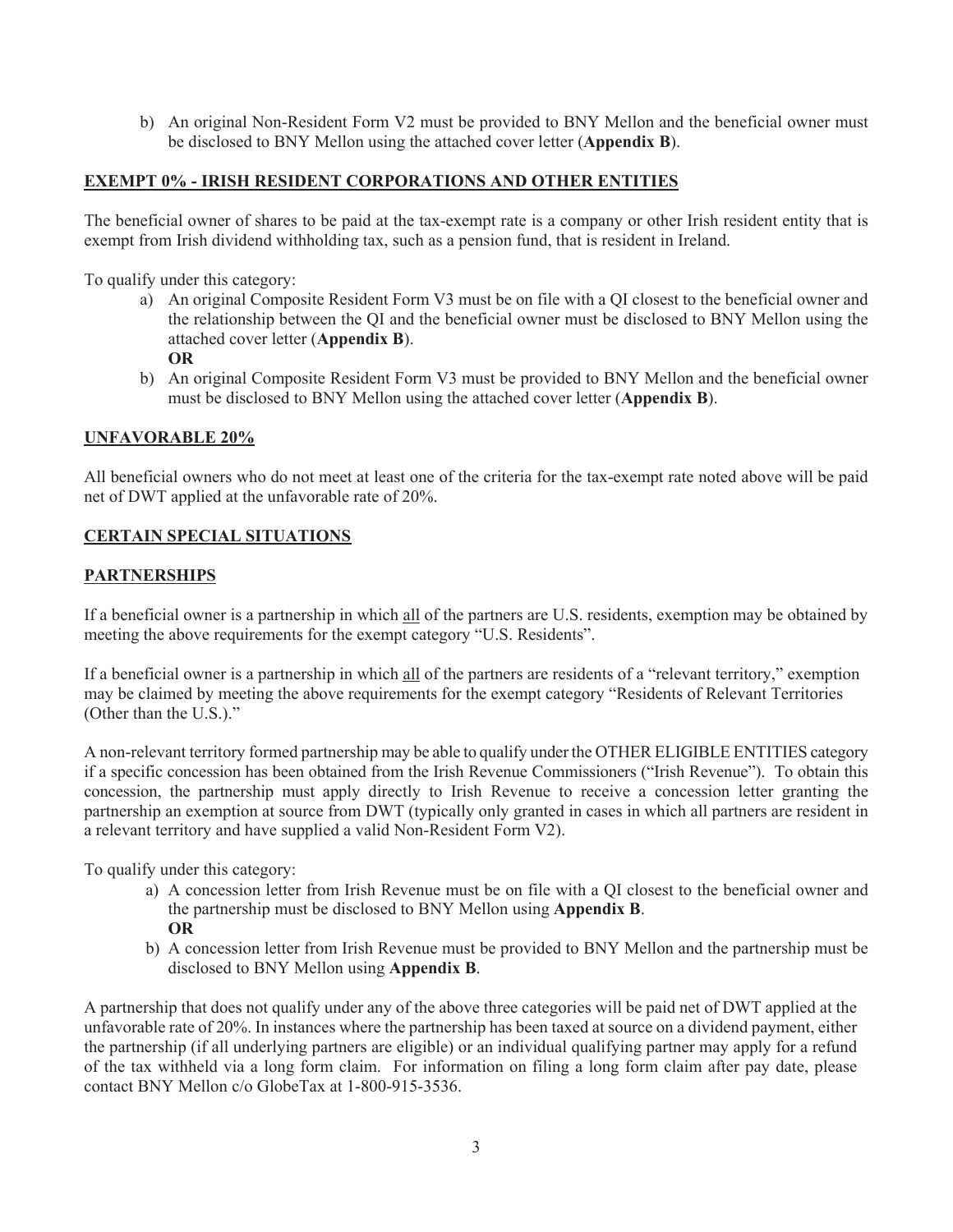b) An original Non-Resident Form V2 must be provided to BNY Mellon and the beneficial owner must be disclosed to BNY Mellon using the attached cover letter (**Appendix B**).

## EXEMPT 0% - IRISH RESIDENT CORPORATIONS AND OTHER ENTITIES

The beneficial owner of shares to be paid at the tax-exempt rate is a company or other Irish resident entity that is exempt from Irish dividend withholding tax, such as a pension fund, that is resident in Ireland.

To qualify under this category:

a) An original Composite Resident Form V3 must be on file with a QI closest to the beneficial owner and the relationship between the QI and the beneficial owner must be disclosed to BNY Mellon using the attached cover letter (**Appendix B**).
   **OR**
b) An original Composite Resident Form V3 must be provided to BNY Mellon and the beneficial owner must be disclosed to BNY Mellon using the attached cover letter (**Appendix B**).

## UNFAVORABLE 20%

All beneficial owners who do not meet at least one of the criteria for the tax-exempt rate noted above will be paid net of DWT applied at the unfavorable rate of 20%.

## CERTAIN SPECIAL SITUATIONS

## PARTNERSHIPS

If a beneficial owner is a partnership in which all of the partners are U.S. residents, exemption may be obtained by meeting the above requirements for the exempt category "U.S. Residents".

If a beneficial owner is a partnership in which all of the partners are residents of a "relevant territory," exemption may be claimed by meeting the above requirements for the exempt category "Residents of Relevant Territories (Other than the U.S.)."

A non-relevant territory formed partnership may be able to qualify under the OTHER ELIGIBLE ENTITIES category if a specific concession has been obtained from the Irish Revenue Commissioners ("Irish Revenue"). To obtain this concession, the partnership must apply directly to Irish Revenue to receive a concession letter granting the partnership an exemption at source from DWT (typically only granted in cases in which all partners are resident in a relevant territory and have supplied a valid Non-Resident Form V2).

To qualify under this category:

a) A concession letter from Irish Revenue must be on file with a QI closest to the beneficial owner and the partnership must be disclosed to BNY Mellon using **Appendix B**.
   **OR**
b) A concession letter from Irish Revenue must be provided to BNY Mellon and the partnership must be disclosed to BNY Mellon using **Appendix B**.

A partnership that does not qualify under any of the above three categories will be paid net of DWT applied at the unfavorable rate of 20%. In instances where the partnership has been taxed at source on a dividend payment, either the partnership (if all underlying partners are eligible) or an individual qualifying partner may apply for a refund of the tax withheld via a long form claim. For information on filing a long form claim after pay date, please contact BNY Mellon c/o GlobeTax at 1-800-915-3536.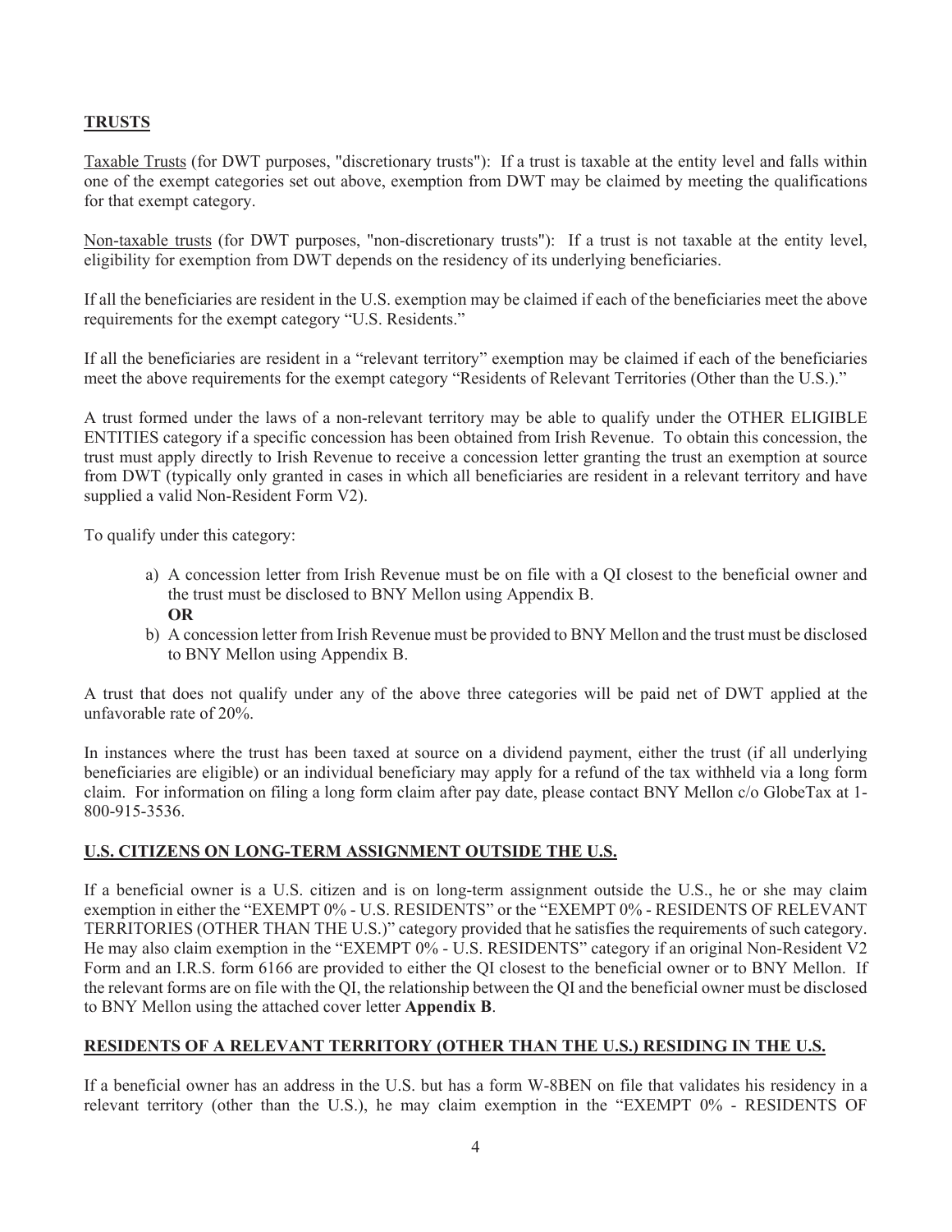## TRUSTS

Taxable Trusts (for DWT purposes, "discretionary trusts"): If a trust is taxable at the entity level and falls within one of the exempt categories set out above, exemption from DWT may be claimed by meeting the qualifications for that exempt category.

Non-taxable trusts (for DWT purposes, "non-discretionary trusts"): If a trust is not taxable at the entity level, eligibility for exemption from DWT depends on the residency of its underlying beneficiaries.

If all the beneficiaries are resident in the U.S. exemption may be claimed if each of the beneficiaries meet the above requirements for the exempt category "U.S. Residents."

If all the beneficiaries are resident in a "relevant territory" exemption may be claimed if each of the beneficiaries meet the above requirements for the exempt category "Residents of Relevant Territories (Other than the U.S.)."

A trust formed under the laws of a non-relevant territory may be able to qualify under the OTHER ELIGIBLE ENTITIES category if a specific concession has been obtained from Irish Revenue. To obtain this concession, the trust must apply directly to Irish Revenue to receive a concession letter granting the trust an exemption at source from DWT (typically only granted in cases in which all beneficiaries are resident in a relevant territory and have supplied a valid Non-Resident Form V2).

To qualify under this category:

a) A concession letter from Irish Revenue must be on file with a QI closest to the beneficial owner and the trust must be disclosed to BNY Mellon using Appendix B.
   **OR**
b) A concession letter from Irish Revenue must be provided to BNY Mellon and the trust must be disclosed to BNY Mellon using Appendix B.

A trust that does not qualify under any of the above three categories will be paid net of DWT applied at the unfavorable rate of 20%.

In instances where the trust has been taxed at source on a dividend payment, either the trust (if all underlying beneficiaries are eligible) or an individual beneficiary may apply for a refund of the tax withheld via a long form claim. For information on filing a long form claim after pay date, please contact BNY Mellon c/o GlobeTax at 1-800-915-3536.

## U.S. CITIZENS ON LONG-TERM ASSIGNMENT OUTSIDE THE U.S.

If a beneficial owner is a U.S. citizen and is on long-term assignment outside the U.S., he or she may claim exemption in either the "EXEMPT 0% - U.S. RESIDENTS" or the "EXEMPT 0% - RESIDENTS OF RELEVANT TERRITORIES (OTHER THAN THE U.S.)" category provided that he satisfies the requirements of such category. He may also claim exemption in the "EXEMPT 0% - U.S. RESIDENTS" category if an original Non-Resident V2 Form and an I.R.S. form 6166 are provided to either the QI closest to the beneficial owner or to BNY Mellon. If the relevant forms are on file with the QI, the relationship between the QI and the beneficial owner must be disclosed to BNY Mellon using the attached cover letter **Appendix B**.

## RESIDENTS OF A RELEVANT TERRITORY (OTHER THAN THE U.S.) RESIDING IN THE U.S.

If a beneficial owner has an address in the U.S. but has a form W-8BEN on file that validates his residency in a relevant territory (other than the U.S.), he may claim exemption in the "EXEMPT 0% - RESIDENTS OF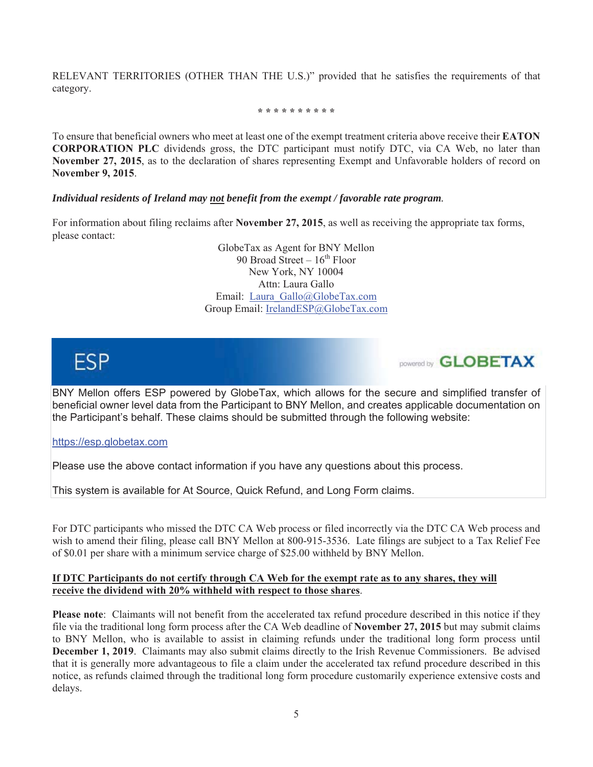RELEVANT TERRITORIES (OTHER THAN THE U.S.)" provided that he satisfies the requirements of that category.

\* \* \* \* \* \* \* \* \* \*

To ensure that beneficial owners who meet at least one of the exempt treatment criteria above receive their **EATON CORPORATION PLC** dividends gross, the DTC participant must notify DTC, via CA Web, no later than **November 27, 2015**, as to the declaration of shares representing Exempt and Unfavorable holders of record on **November 9, 2015**.

***Individual residents of Ireland may <u>not</u> benefit from the exempt / favorable rate program.***

For information about filing reclaims after **November 27, 2015**, as well as receiving the appropriate tax forms, please contact:

GlobeTax as Agent for BNY Mellon
90 Broad Street – 16th Floor
New York, NY 10004
Attn: Laura Gallo
Email: Laura_Gallo@GlobeTax.com
Group Email: IrelandESP@GlobeTax.com

**ESP** powered by **GLOBETAX**

BNY Mellon offers ESP powered by GlobeTax, which allows for the secure and simplified transfer of beneficial owner level data from the Participant to BNY Mellon, and creates applicable documentation on the Participant's behalf. These claims should be submitted through the following website:

https://esp.globetax.com

Please use the above contact information if you have any questions about this process.

This system is available for At Source, Quick Refund, and Long Form claims.

For DTC participants who missed the DTC CA Web process or filed incorrectly via the DTC CA Web process and wish to amend their filing, please call BNY Mellon at 800-915-3536. Late filings are subject to a Tax Relief Fee of $0.01 per share with a minimum service charge of $25.00 withheld by BNY Mellon.

**<u>If DTC Participants do not certify through CA Web for the exempt rate as to any shares, they will receive the dividend with 20% withheld with respect to those shares</u>**.

**Please note**: Claimants will not benefit from the accelerated tax refund procedure described in this notice if they file via the traditional long form process after the CA Web deadline of **November 27, 2015** but may submit claims to BNY Mellon, who is available to assist in claiming refunds under the traditional long form process until **December 1, 2019**. Claimants may also submit claims directly to the Irish Revenue Commissioners. Be advised that it is generally more advantageous to file a claim under the accelerated tax refund procedure described in this notice, as refunds claimed through the traditional long form procedure customarily experience extensive costs and delays.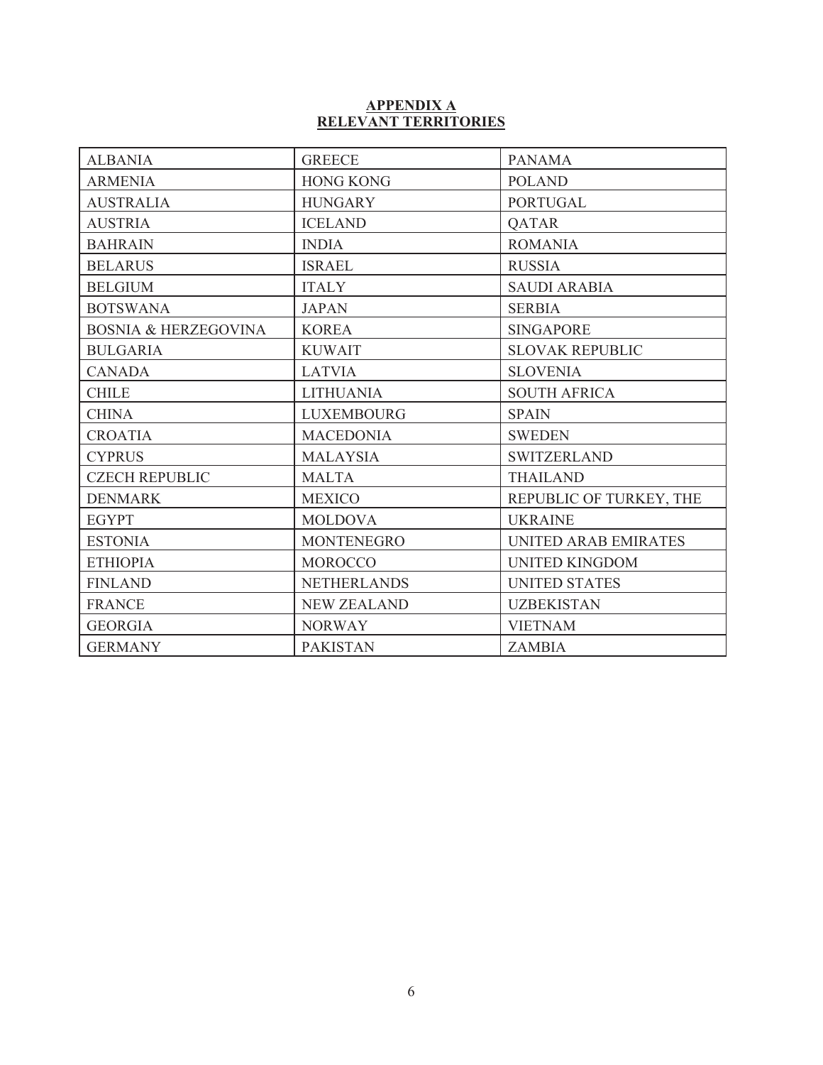**APPENDIX A**
**RELEVANT TERRITORIES**

| | | |
|---|---|---|
| ALBANIA | GREECE | PANAMA |
| ARMENIA | HONG KONG | POLAND |
| AUSTRALIA | HUNGARY | PORTUGAL |
| AUSTRIA | ICELAND | QATAR |
| BAHRAIN | INDIA | ROMANIA |
| BELARUS | ISRAEL | RUSSIA |
| BELGIUM | ITALY | SAUDI ARABIA |
| BOTSWANA | JAPAN | SERBIA |
| BOSNIA & HERZEGOVINA | KOREA | SINGAPORE |
| BULGARIA | KUWAIT | SLOVAK REPUBLIC |
| CANADA | LATVIA | SLOVENIA |
| CHILE | LITHUANIA | SOUTH AFRICA |
| CHINA | LUXEMBOURG | SPAIN |
| CROATIA | MACEDONIA | SWEDEN |
| CYPRUS | MALAYSIA | SWITZERLAND |
| CZECH REPUBLIC | MALTA | THAILAND |
| DENMARK | MEXICO | REPUBLIC OF TURKEY, THE |
| EGYPT | MOLDOVA | UKRAINE |
| ESTONIA | MONTENEGRO | UNITED ARAB EMIRATES |
| ETHIOPIA | MOROCCO | UNITED KINGDOM |
| FINLAND | NETHERLANDS | UNITED STATES |
| FRANCE | NEW ZEALAND | UZBEKISTAN |
| GEORGIA | NORWAY | VIETNAM |
| GERMANY | PAKISTAN | ZAMBIA |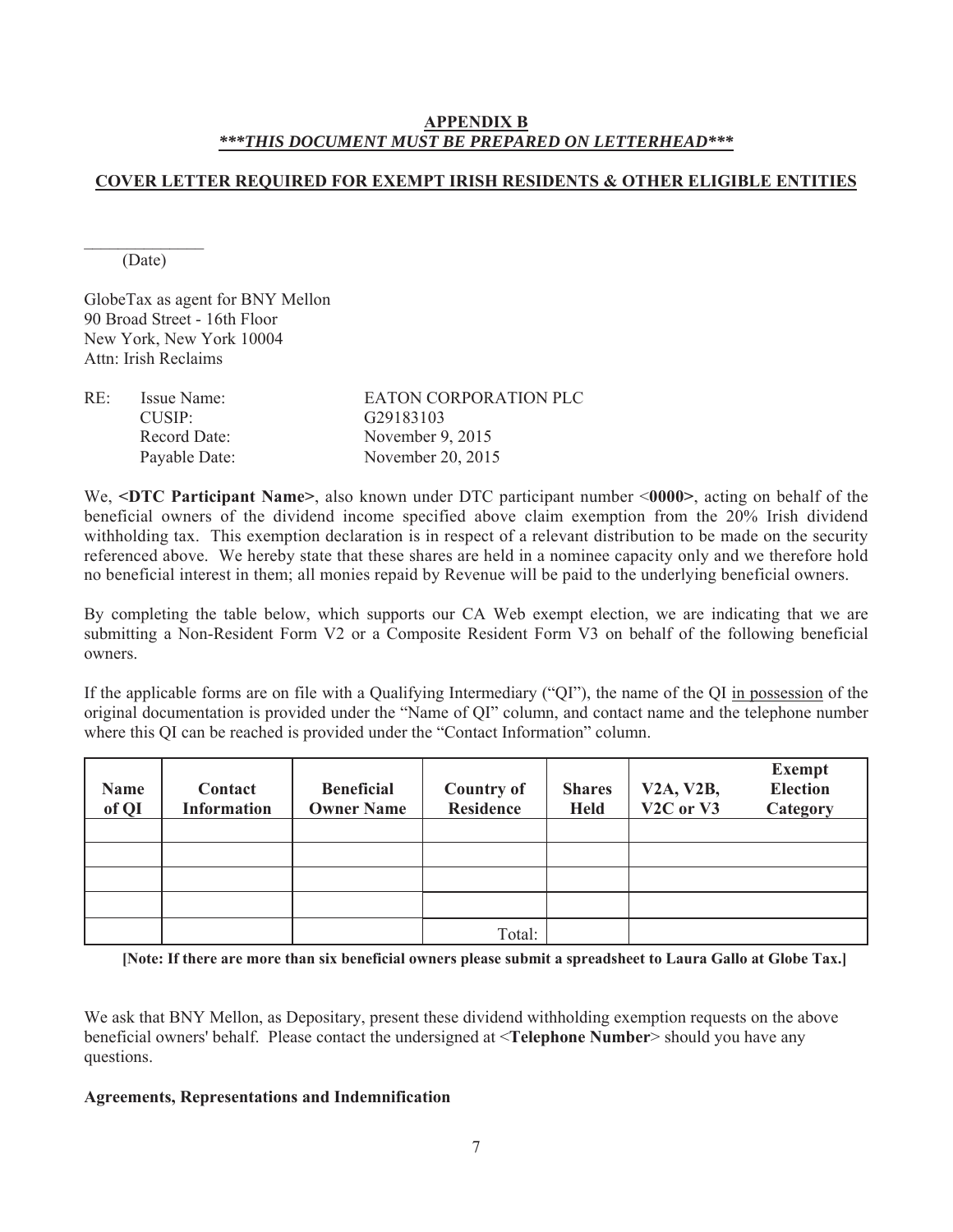## APPENDIX B
### ***<u>*THIS DOCUMENT MUST BE PREPARED ON LETTERHEAD*</u>***

### <u>COVER LETTER REQUIRED FOR EXEMPT IRISH RESIDENTS & OTHER ELIGIBLE ENTITIES</u>

______________
(Date)

GlobeTax as agent for BNY Mellon
90 Broad Street - 16th Floor
New York, New York 10004
Attn: Irish Reclaims

RE: Issue Name: EATON CORPORATION PLC
CUSIP: G29183103
Record Date: November 9, 2015
Payable Date: November 20, 2015

We, **<DTC Participant Name>**, also known under DTC participant number <**0000>**, acting on behalf of the beneficial owners of the dividend income specified above claim exemption from the 20% Irish dividend withholding tax. This exemption declaration is in respect of a relevant distribution to be made on the security referenced above. We hereby state that these shares are held in a nominee capacity only and we therefore hold no beneficial interest in them; all monies repaid by Revenue will be paid to the underlying beneficial owners.

By completing the table below, which supports our CA Web exempt election, we are indicating that we are submitting a Non-Resident Form V2 or a Composite Resident Form V3 on behalf of the following beneficial owners.

If the applicable forms are on file with a Qualifying Intermediary ("QI"), the name of the QI <u>in possession</u> of the original documentation is provided under the "Name of QI" column, and contact name and the telephone number where this QI can be reached is provided under the "Contact Information" column.

| Name of QI | Contact Information | Beneficial Owner Name | Country of Residence | Shares Held | V2A, V2B, V2C or V3 | Exempt Election Category |
|---|---|---|---|---|---|---|
| | | | | | | |
| | | | | | | |
| | | | | | | |
| | | | | | | |
| | | | Total: | | | |

**[Note: If there are more than six beneficial owners please submit a spreadsheet to Laura Gallo at Globe Tax.]**

We ask that BNY Mellon, as Depositary, present these dividend withholding exemption requests on the above beneficial owners' behalf. Please contact the undersigned at <**Telephone Number**> should you have any questions.

**Agreements, Representations and Indemnification**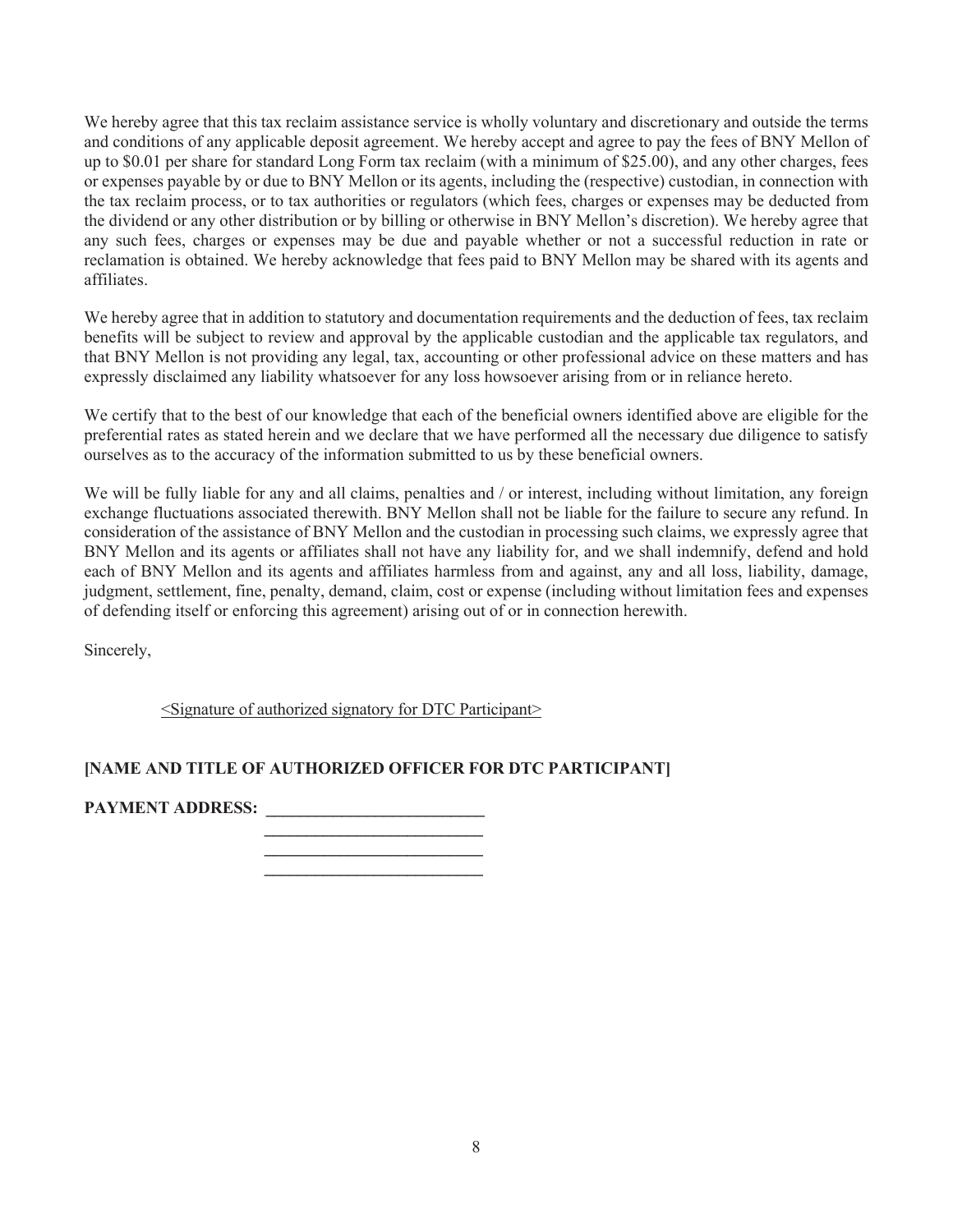We hereby agree that this tax reclaim assistance service is wholly voluntary and discretionary and outside the terms and conditions of any applicable deposit agreement. We hereby accept and agree to pay the fees of BNY Mellon of up to $0.01 per share for standard Long Form tax reclaim (with a minimum of $25.00), and any other charges, fees or expenses payable by or due to BNY Mellon or its agents, including the (respective) custodian, in connection with the tax reclaim process, or to tax authorities or regulators (which fees, charges or expenses may be deducted from the dividend or any other distribution or by billing or otherwise in BNY Mellon's discretion). We hereby agree that any such fees, charges or expenses may be due and payable whether or not a successful reduction in rate or reclamation is obtained. We hereby acknowledge that fees paid to BNY Mellon may be shared with its agents and affiliates.

We hereby agree that in addition to statutory and documentation requirements and the deduction of fees, tax reclaim benefits will be subject to review and approval by the applicable custodian and the applicable tax regulators, and that BNY Mellon is not providing any legal, tax, accounting or other professional advice on these matters and has expressly disclaimed any liability whatsoever for any loss howsoever arising from or in reliance hereto.

We certify that to the best of our knowledge that each of the beneficial owners identified above are eligible for the preferential rates as stated herein and we declare that we have performed all the necessary due diligence to satisfy ourselves as to the accuracy of the information submitted to us by these beneficial owners.

We will be fully liable for any and all claims, penalties and / or interest, including without limitation, any foreign exchange fluctuations associated therewith. BNY Mellon shall not be liable for the failure to secure any refund. In consideration of the assistance of BNY Mellon and the custodian in processing such claims, we expressly agree that BNY Mellon and its agents or affiliates shall not have any liability for, and we shall indemnify, defend and hold each of BNY Mellon and its agents and affiliates harmless from and against, any and all loss, liability, damage, judgment, settlement, fine, penalty, demand, claim, cost or expense (including without limitation fees and expenses of defending itself or enforcing this agreement) arising out of or in connection herewith.

Sincerely,

<Signature of authorized signatory for DTC Participant>

**[NAME AND TITLE OF AUTHORIZED OFFICER FOR DTC PARTICIPANT]**

**PAYMENT ADDRESS:** ______________________

______________________

______________________

______________________